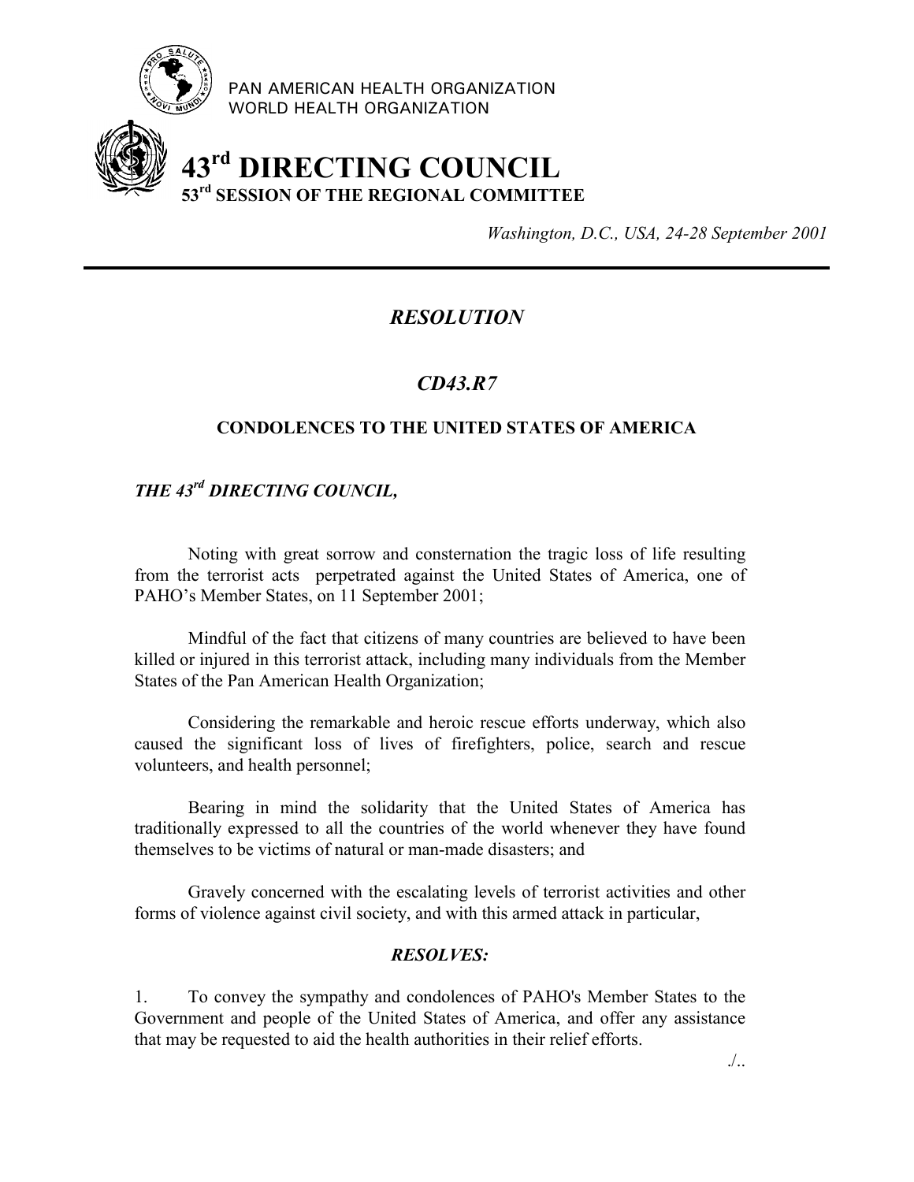PAN AMERICAN HEALTH ORGANIZATION
WORLD HEALTH ORGANIZATION

# 43rd DIRECTING COUNCIL
## 53rd SESSION OF THE REGIONAL COMMITTEE

*Washington, D.C., USA, 24-28 September 2001*

---

## *RESOLUTION*

## *CD43.R7*

### CONDOLENCES TO THE UNITED STATES OF AMERICA

***THE 43rd DIRECTING COUNCIL,***

Noting with great sorrow and consternation the tragic loss of life resulting from the terrorist acts perpetrated against the United States of America, one of PAHO's Member States, on 11 September 2001;

Mindful of the fact that citizens of many countries are believed to have been killed or injured in this terrorist attack, including many individuals from the Member States of the Pan American Health Organization;

Considering the remarkable and heroic rescue efforts underway, which also caused the significant loss of lives of firefighters, police, search and rescue volunteers, and health personnel;

Bearing in mind the solidarity that the United States of America has traditionally expressed to all the countries of the world whenever they have found themselves to be victims of natural or man-made disasters; and

Gravely concerned with the escalating levels of terrorist activities and other forms of violence against civil society, and with this armed attack in particular,

***RESOLVES:***

1. To convey the sympathy and condolences of PAHO's Member States to the Government and people of the United States of America, and offer any assistance that may be requested to aid the health authorities in their relief efforts.

./..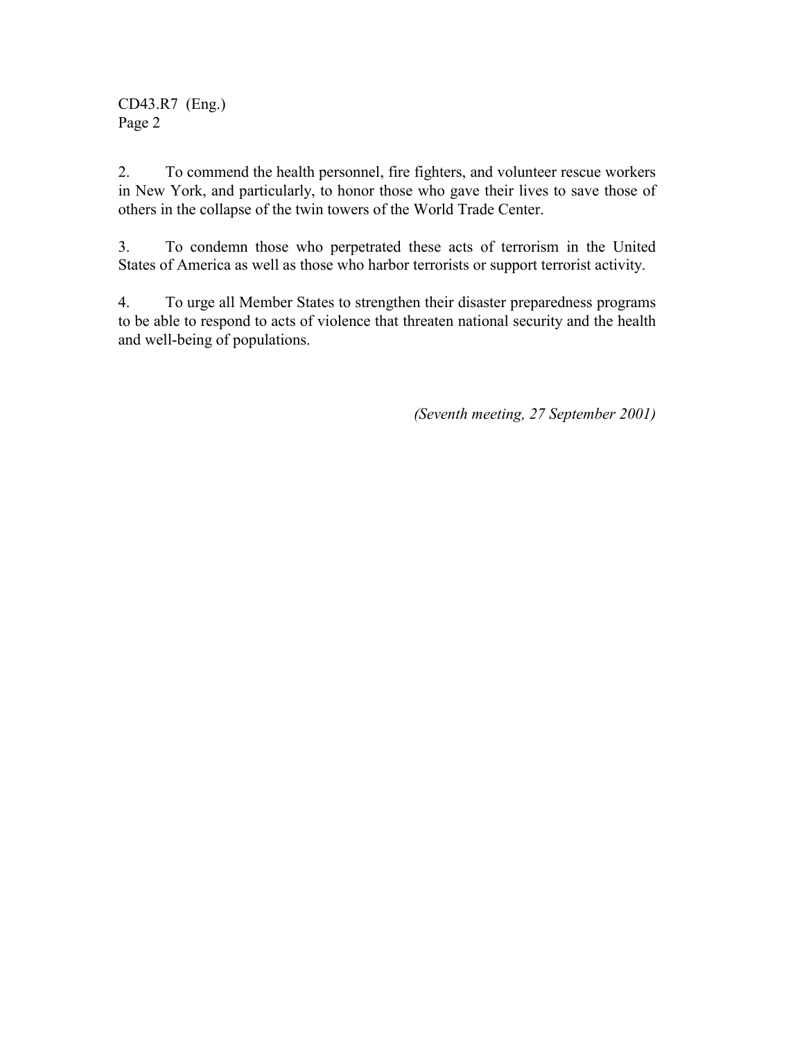2. To commend the health personnel, fire fighters, and volunteer rescue workers in New York, and particularly, to honor those who gave their lives to save those of others in the collapse of the twin towers of the World Trade Center.

3. To condemn those who perpetrated these acts of terrorism in the United States of America as well as those who harbor terrorists or support terrorist activity.

4. To urge all Member States to strengthen their disaster preparedness programs to be able to respond to acts of violence that threaten national security and the health and well-being of populations.

*(Seventh meeting, 27 September 2001)*